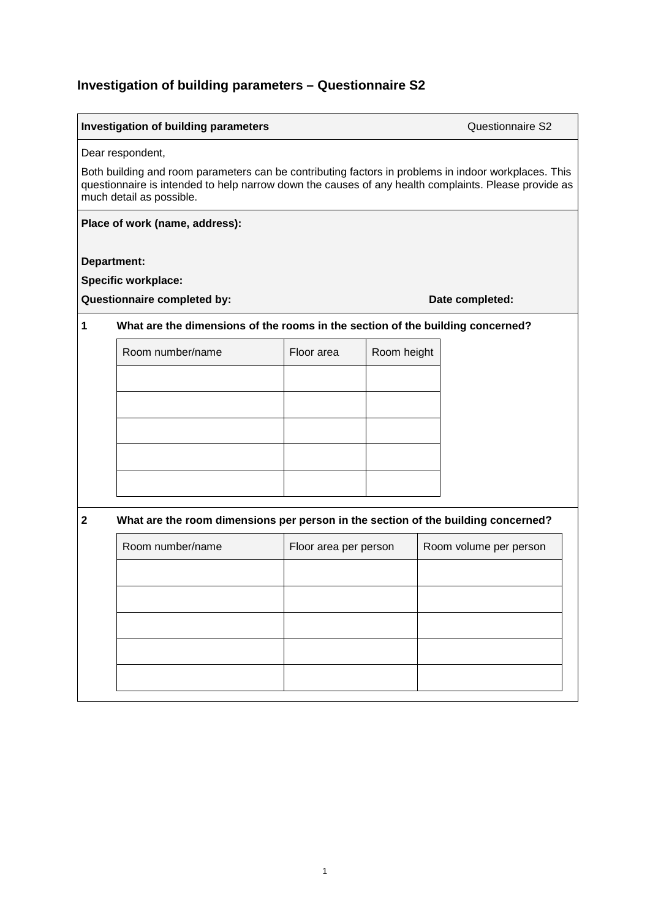## Investigation of building parameters – Questionnaire S2

**Investigation of building parameters** — Questionnaire S2

Dear respondent,

Both building and room parameters can be contributing factors in problems in indoor workplaces. This questionnaire is intended to help narrow down the causes of any health complaints. Please provide as much detail as possible.

**Place of work (name, address):**

**Department:**

**Specific workplace:**

**Questionnaire completed by:** **Date completed:**

**1 What are the dimensions of the rooms in the section of the building concerned?**

| Room number/name | Floor area | Room height |
|---|---|---|
| | | |
| | | |
| | | |
| | | |
| | | |

**2 What are the room dimensions per person in the section of the building concerned?**

| Room number/name | Floor area per person | Room volume per person |
|---|---|---|
| | | |
| | | |
| | | |
| | | |
| | | |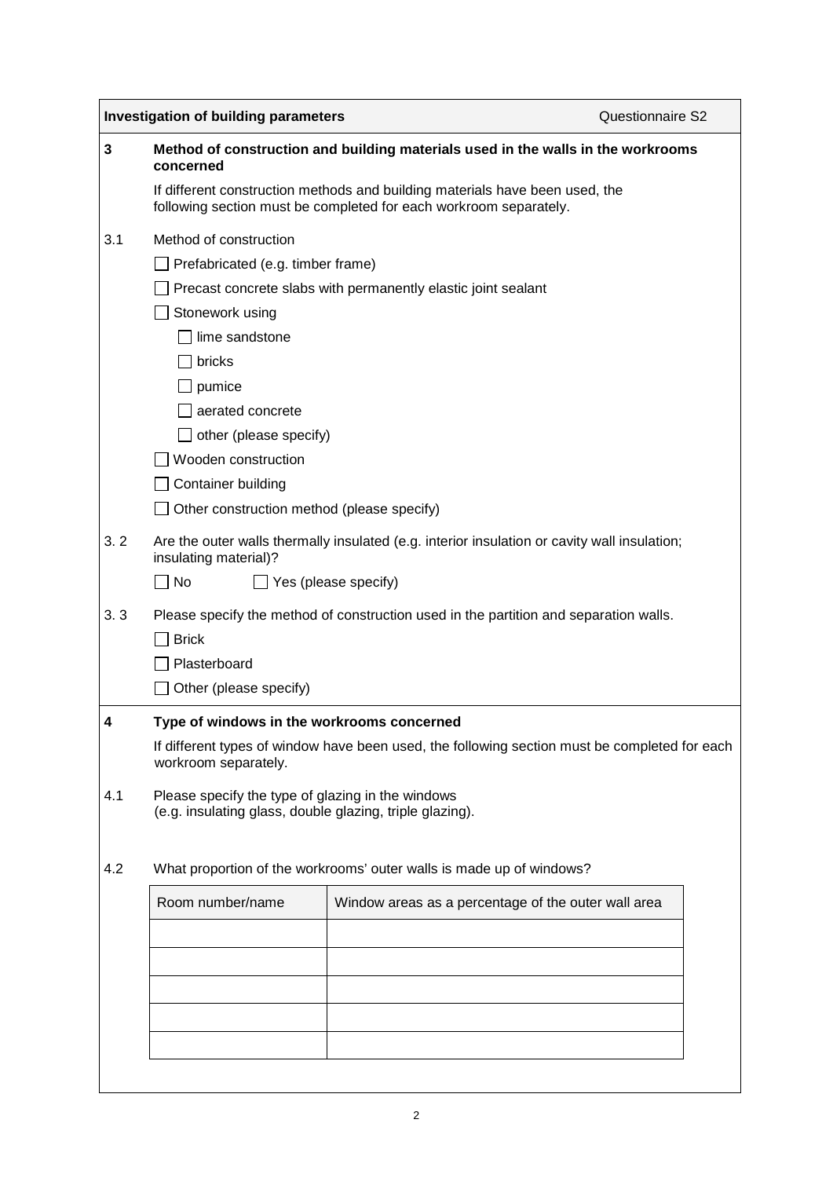**Investigation of building parameters** Questionnaire S2

## 3 Method of construction and building materials used in the walls in the workrooms concerned

If different construction methods and building materials have been used, the following section must be completed for each workroom separately.

3.1 Method of construction

- ☐ Prefabricated (e.g. timber frame)
- ☐ Precast concrete slabs with permanently elastic joint sealant
- ☐ Stonework using
  - ☐ lime sandstone
  - ☐ bricks
  - ☐ pumice
  - ☐ aerated concrete
  - ☐ other (please specify)
- ☐ Wooden construction
- ☐ Container building
- ☐ Other construction method (please specify)

3. 2 Are the outer walls thermally insulated (e.g. interior insulation or cavity wall insulation; insulating material)?

☐ No ☐ Yes (please specify)

3. 3 Please specify the method of construction used in the partition and separation walls.

- ☐ Brick
- ☐ Plasterboard
- ☐ Other (please specify)

## 4 Type of windows in the workrooms concerned

If different types of window have been used, the following section must be completed for each workroom separately.

4.1 Please specify the type of glazing in the windows (e.g. insulating glass, double glazing, triple glazing).

4.2 What proportion of the workrooms' outer walls is made up of windows?

| Room number/name | Window areas as a percentage of the outer wall area |
| --- | --- |
| | |
| | |
| | |
| | |
| | |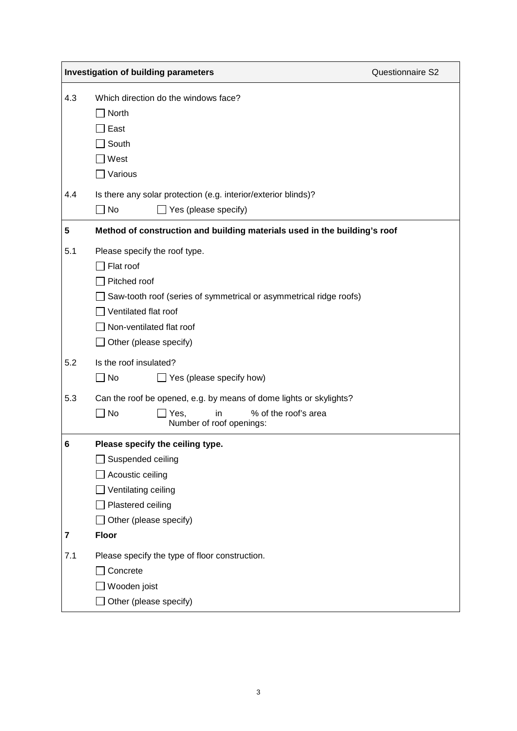**Investigation of building parameters** Questionnaire S2

4.3 Which direction do the windows face?

- ☐ North
- ☐ East
- ☐ South
- ☐ West
- ☐ Various

4.4 Is there any solar protection (e.g. interior/exterior blinds)?

☐ No ☐ Yes (please specify)

## 5 Method of construction and building materials used in the building's roof

5.1 Please specify the roof type.

- ☐ Flat roof
- ☐ Pitched roof
- ☐ Saw-tooth roof (series of symmetrical or asymmetrical ridge roofs)
- ☐ Ventilated flat roof
- ☐ Non-ventilated flat roof
- ☐ Other (please specify)

5.2 Is the roof insulated?

☐ No ☐ Yes (please specify how)

5.3 Can the roof be opened, e.g. by means of dome lights or skylights?

☐ No ☐ Yes, in % of the roof's area
Number of roof openings:

## 6 Please specify the ceiling type.

- ☐ Suspended ceiling
- ☐ Acoustic ceiling
- ☐ Ventilating ceiling
- ☐ Plastered ceiling
- ☐ Other (please specify)

## 7 Floor

7.1 Please specify the type of floor construction.

- ☐ Concrete
- ☐ Wooden joist
- ☐ Other (please specify)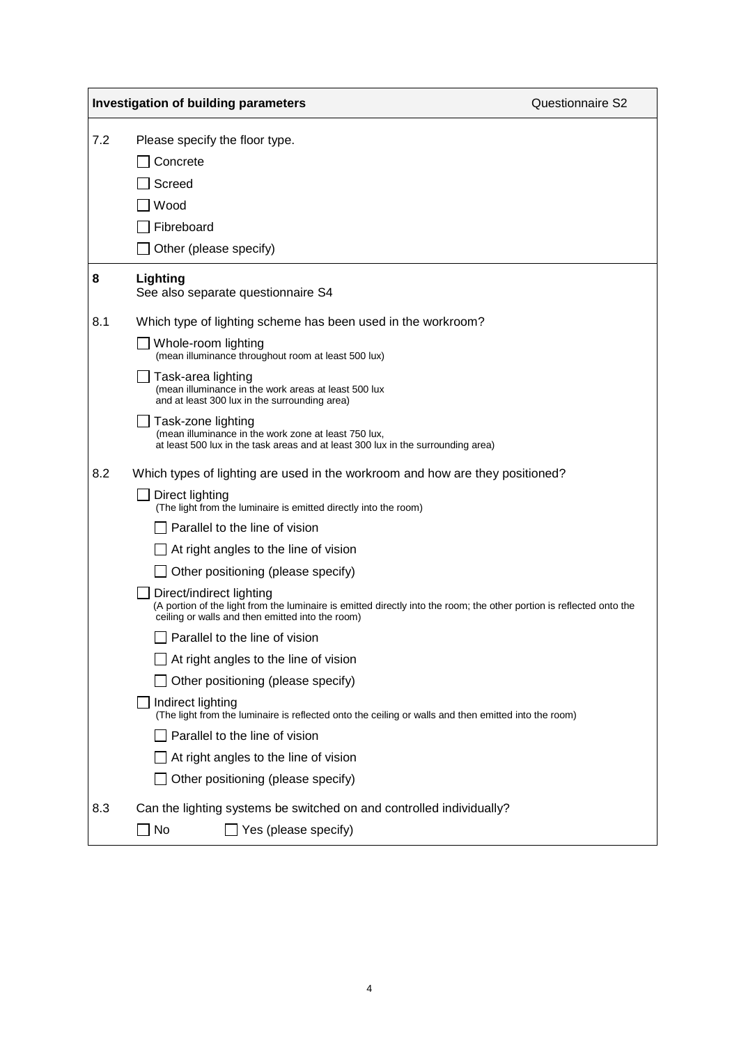**Investigation of building parameters** — Questionnaire S2

7.2 Please specify the floor type.

- ☐ Concrete
- ☐ Screed
- ☐ Wood
- ☐ Fibreboard
- ☐ Other (please specify)

**8 Lighting**

See also separate questionnaire S4

8.1 Which type of lighting scheme has been used in the workroom?

- ☐ Whole-room lighting
  (mean illuminance throughout room at least 500 lux)
- ☐ Task-area lighting
  (mean illuminance in the work areas at least 500 lux and at least 300 lux in the surrounding area)
- ☐ Task-zone lighting
  (mean illuminance in the work zone at least 750 lux, at least 500 lux in the task areas and at least 300 lux in the surrounding area)

8.2 Which types of lighting are used in the workroom and how are they positioned?

- ☐ Direct lighting
  (The light from the luminaire is emitted directly into the room)
  - ☐ Parallel to the line of vision
  - ☐ At right angles to the line of vision
  - ☐ Other positioning (please specify)
- ☐ Direct/indirect lighting
  (A portion of the light from the luminaire is emitted directly into the room; the other portion is reflected onto the ceiling or walls and then emitted into the room)
  - ☐ Parallel to the line of vision
  - ☐ At right angles to the line of vision
  - ☐ Other positioning (please specify)
- ☐ Indirect lighting
  (The light from the luminaire is reflected onto the ceiling or walls and then emitted into the room)
  - ☐ Parallel to the line of vision
  - ☐ At right angles to the line of vision
  - ☐ Other positioning (please specify)

8.3 Can the lighting systems be switched on and controlled individually?

☐ No ☐ Yes (please specify)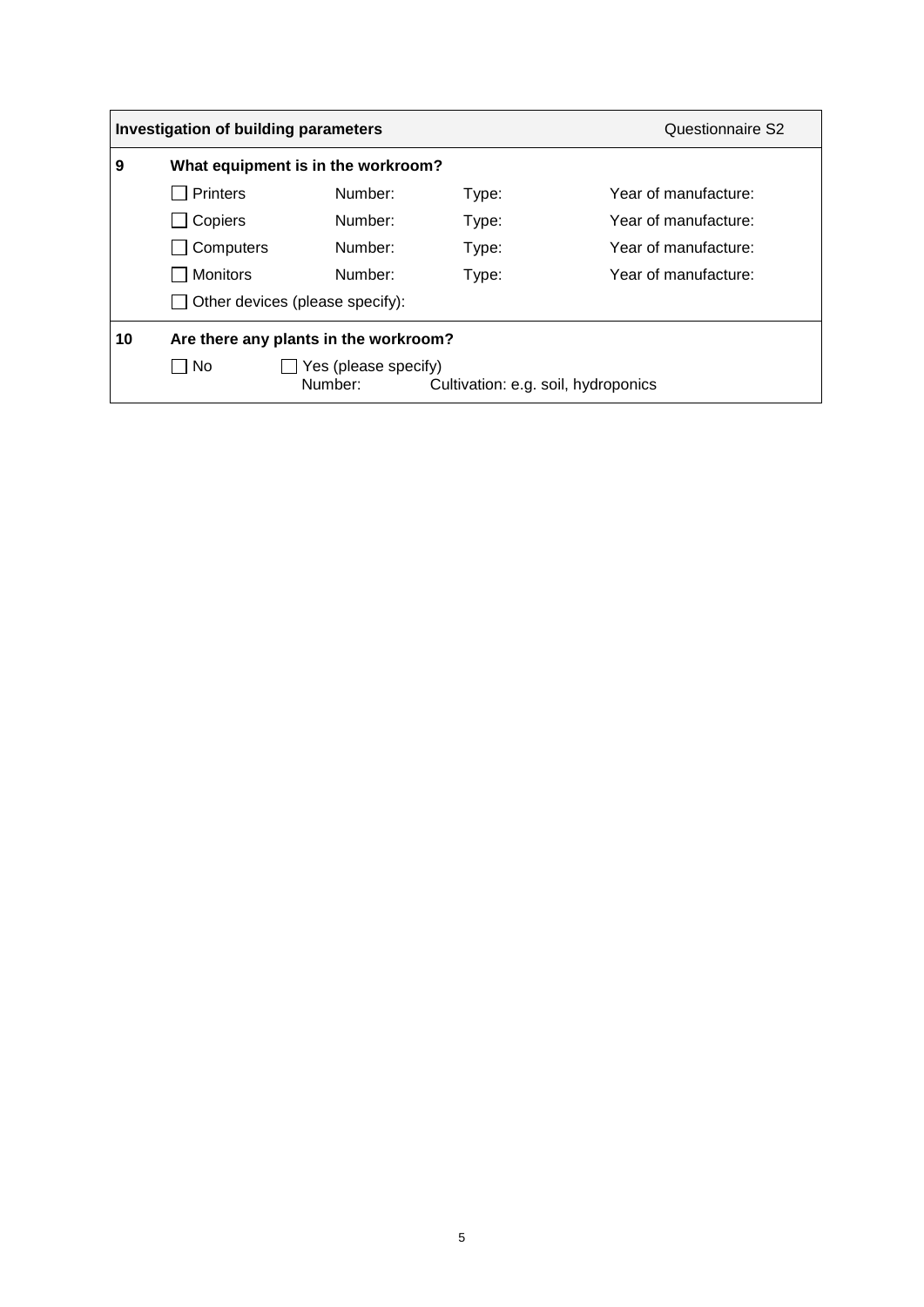| Investigation of building parameters | | | | Questionnaire S2 |
|---|---|---|---|---|
| **9** | **What equipment is in the workroom?** | | | |
| | ☐ Printers | Number: | Type: | Year of manufacture: |
| | ☐ Copiers | Number: | Type: | Year of manufacture: |
| | ☐ Computers | Number: | Type: | Year of manufacture: |
| | ☐ Monitors | Number: | Type: | Year of manufacture: |
| | ☐ Other devices (please specify): | | | |
| **10** | **Are there any plants in the workroom?** | | | |
| | ☐ No | ☐ Yes (please specify) Number: | Cultivation: e.g. soil, hydroponics | |